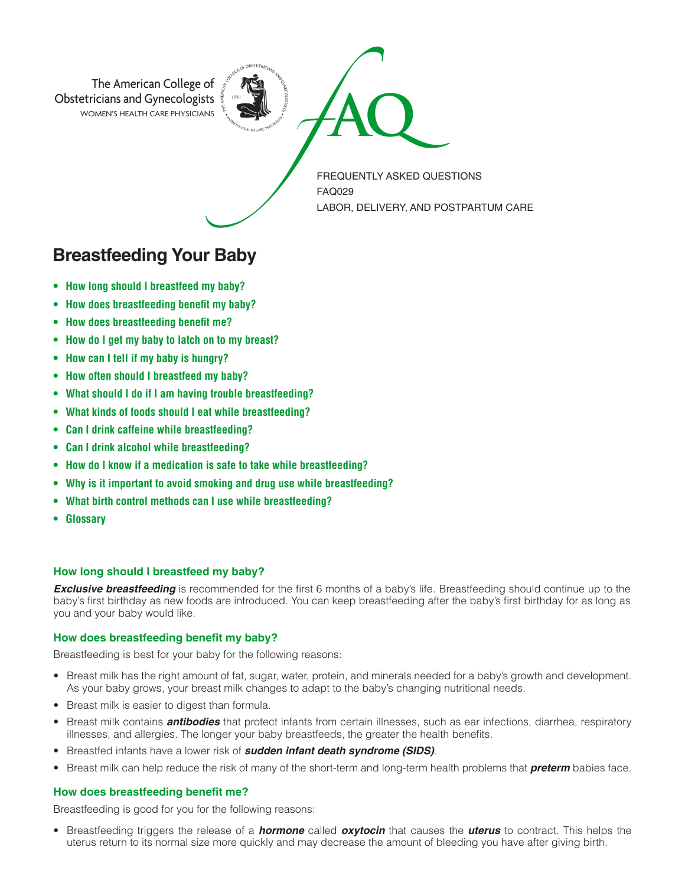The American College of Obstetricians and Gynecologists
WOMEN'S HEALTH CARE PHYSICIANS

FAQ

FREQUENTLY ASKED QUESTIONS
FAQ029
LABOR, DELIVERY, AND POSTPARTUM CARE

# Breastfeeding Your Baby

- **How long should I breastfeed my baby?**
- **How does breastfeeding benefit my baby?**
- **How does breastfeeding benefit me?**
- **How do I get my baby to latch on to my breast?**
- **How can I tell if my baby is hungry?**
- **How often should I breastfeed my baby?**
- **What should I do if I am having trouble breastfeeding?**
- **What kinds of foods should I eat while breastfeeding?**
- **Can I drink caffeine while breastfeeding?**
- **Can I drink alcohol while breastfeeding?**
- **How do I know if a medication is safe to take while breastfeeding?**
- **Why is it important to avoid smoking and drug use while breastfeeding?**
- **What birth control methods can I use while breastfeeding?**
- **Glossary**

### How long should I breastfeed my baby?

***Exclusive breastfeeding*** is recommended for the first 6 months of a baby's life. Breastfeeding should continue up to the baby's first birthday as new foods are introduced. You can keep breastfeeding after the baby's first birthday for as long as you and your baby would like.

### How does breastfeeding benefit my baby?

Breastfeeding is best for your baby for the following reasons:

- Breast milk has the right amount of fat, sugar, water, protein, and minerals needed for a baby's growth and development. As your baby grows, your breast milk changes to adapt to the baby's changing nutritional needs.
- Breast milk is easier to digest than formula.
- Breast milk contains ***antibodies*** that protect infants from certain illnesses, such as ear infections, diarrhea, respiratory illnesses, and allergies. The longer your baby breastfeeds, the greater the health benefits.
- Breastfed infants have a lower risk of ***sudden infant death syndrome (SIDS)***.
- Breast milk can help reduce the risk of many of the short-term and long-term health problems that ***preterm*** babies face.

### How does breastfeeding benefit me?

Breastfeeding is good for you for the following reasons:

- Breastfeeding triggers the release of a ***hormone*** called ***oxytocin*** that causes the ***uterus*** to contract. This helps the uterus return to its normal size more quickly and may decrease the amount of bleeding you have after giving birth.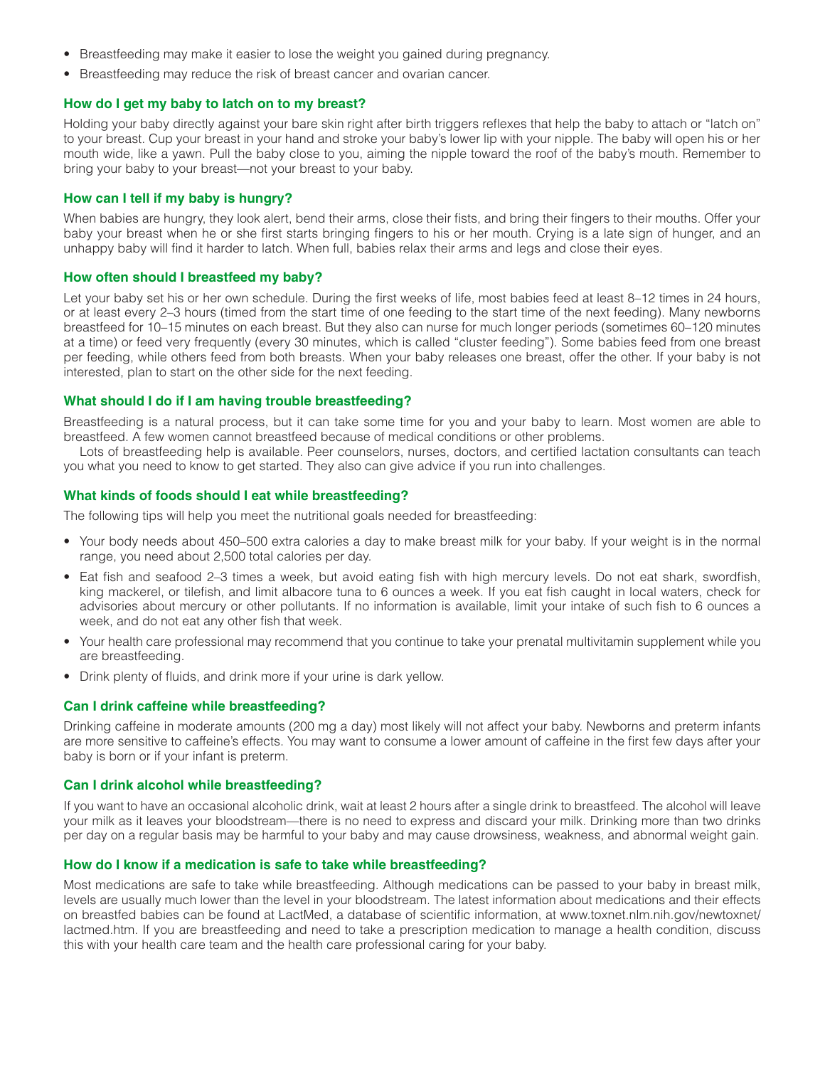- Breastfeeding may make it easier to lose the weight you gained during pregnancy.
- Breastfeeding may reduce the risk of breast cancer and ovarian cancer.

### How do I get my baby to latch on to my breast?

Holding your baby directly against your bare skin right after birth triggers reflexes that help the baby to attach or "latch on" to your breast. Cup your breast in your hand and stroke your baby's lower lip with your nipple. The baby will open his or her mouth wide, like a yawn. Pull the baby close to you, aiming the nipple toward the roof of the baby's mouth. Remember to bring your baby to your breast—not your breast to your baby.

### How can I tell if my baby is hungry?

When babies are hungry, they look alert, bend their arms, close their fists, and bring their fingers to their mouths. Offer your baby your breast when he or she first starts bringing fingers to his or her mouth. Crying is a late sign of hunger, and an unhappy baby will find it harder to latch. When full, babies relax their arms and legs and close their eyes.

### How often should I breastfeed my baby?

Let your baby set his or her own schedule. During the first weeks of life, most babies feed at least 8–12 times in 24 hours, or at least every 2–3 hours (timed from the start time of one feeding to the start time of the next feeding). Many newborns breastfeed for 10–15 minutes on each breast. But they also can nurse for much longer periods (sometimes 60–120 minutes at a time) or feed very frequently (every 30 minutes, which is called "cluster feeding"). Some babies feed from one breast per feeding, while others feed from both breasts. When your baby releases one breast, offer the other. If your baby is not interested, plan to start on the other side for the next feeding.

### What should I do if I am having trouble breastfeeding?

Breastfeeding is a natural process, but it can take some time for you and your baby to learn. Most women are able to breastfeed. A few women cannot breastfeed because of medical conditions or other problems.

Lots of breastfeeding help is available. Peer counselors, nurses, doctors, and certified lactation consultants can teach you what you need to know to get started. They also can give advice if you run into challenges.

### What kinds of foods should I eat while breastfeeding?

The following tips will help you meet the nutritional goals needed for breastfeeding:

- Your body needs about 450–500 extra calories a day to make breast milk for your baby. If your weight is in the normal range, you need about 2,500 total calories per day.
- Eat fish and seafood 2–3 times a week, but avoid eating fish with high mercury levels. Do not eat shark, swordfish, king mackerel, or tilefish, and limit albacore tuna to 6 ounces a week. If you eat fish caught in local waters, check for advisories about mercury or other pollutants. If no information is available, limit your intake of such fish to 6 ounces a week, and do not eat any other fish that week.
- Your health care professional may recommend that you continue to take your prenatal multivitamin supplement while you are breastfeeding.
- Drink plenty of fluids, and drink more if your urine is dark yellow.

### Can I drink caffeine while breastfeeding?

Drinking caffeine in moderate amounts (200 mg a day) most likely will not affect your baby. Newborns and preterm infants are more sensitive to caffeine's effects. You may want to consume a lower amount of caffeine in the first few days after your baby is born or if your infant is preterm.

### Can I drink alcohol while breastfeeding?

If you want to have an occasional alcoholic drink, wait at least 2 hours after a single drink to breastfeed. The alcohol will leave your milk as it leaves your bloodstream—there is no need to express and discard your milk. Drinking more than two drinks per day on a regular basis may be harmful to your baby and may cause drowsiness, weakness, and abnormal weight gain.

### How do I know if a medication is safe to take while breastfeeding?

Most medications are safe to take while breastfeeding. Although medications can be passed to your baby in breast milk, levels are usually much lower than the level in your bloodstream. The latest information about medications and their effects on breastfed babies can be found at LactMed, a database of scientific information, at www.toxnet.nlm.nih.gov/newtoxnet/lactmed.htm. If you are breastfeeding and need to take a prescription medication to manage a health condition, discuss this with your health care team and the health care professional caring for your baby.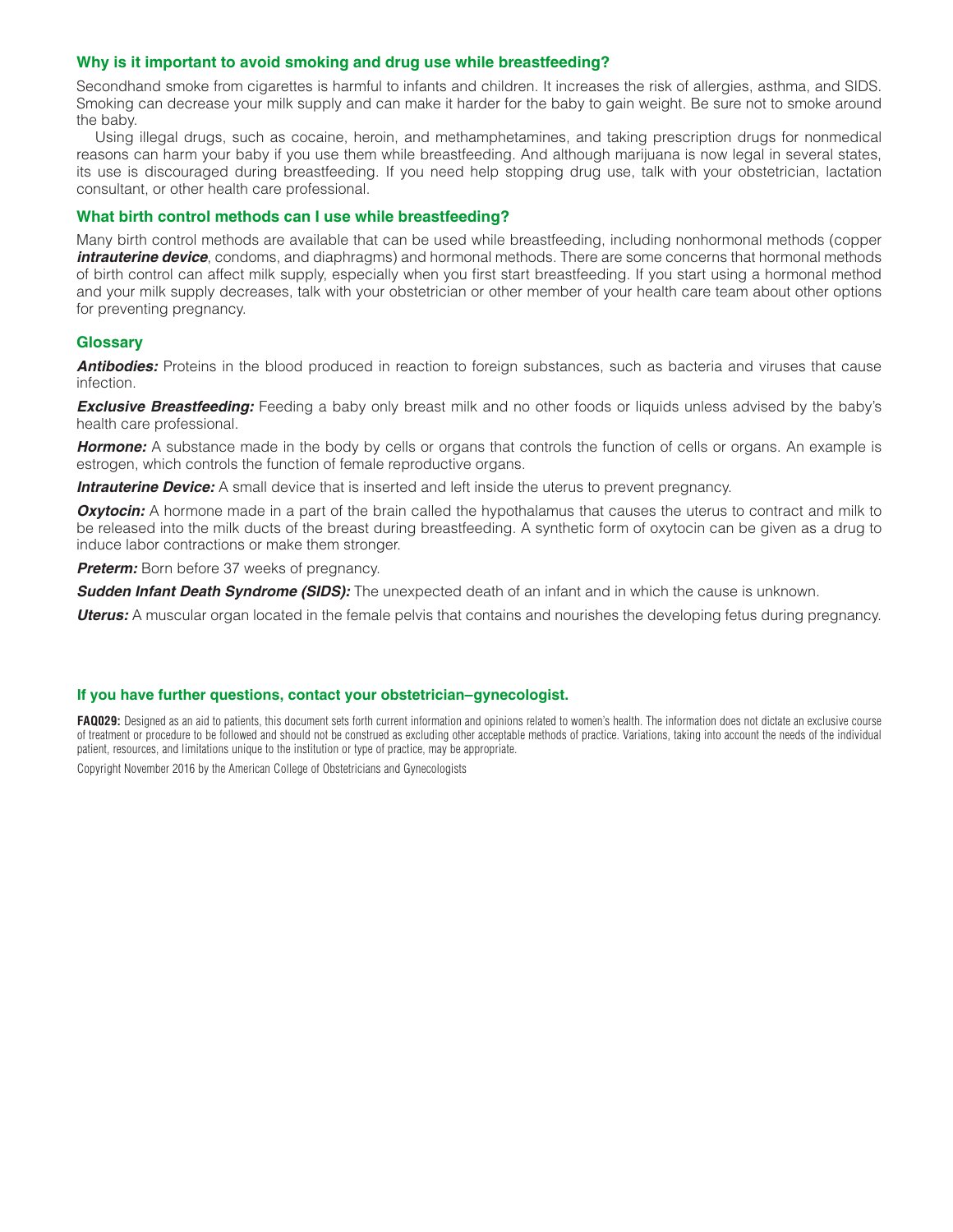## Why is it important to avoid smoking and drug use while breastfeeding?

Secondhand smoke from cigarettes is harmful to infants and children. It increases the risk of allergies, asthma, and SIDS. Smoking can decrease your milk supply and can make it harder for the baby to gain weight. Be sure not to smoke around the baby.

Using illegal drugs, such as cocaine, heroin, and methamphetamines, and taking prescription drugs for nonmedical reasons can harm your baby if you use them while breastfeeding. And although marijuana is now legal in several states, its use is discouraged during breastfeeding. If you need help stopping drug use, talk with your obstetrician, lactation consultant, or other health care professional.

## What birth control methods can I use while breastfeeding?

Many birth control methods are available that can be used while breastfeeding, including nonhormonal methods (copper ***intrauterine device***, condoms, and diaphragms) and hormonal methods. There are some concerns that hormonal methods of birth control can affect milk supply, especially when you first start breastfeeding. If you start using a hormonal method and your milk supply decreases, talk with your obstetrician or other member of your health care team about other options for preventing pregnancy.

## Glossary

***Antibodies:*** Proteins in the blood produced in reaction to foreign substances, such as bacteria and viruses that cause infection.

***Exclusive Breastfeeding:*** Feeding a baby only breast milk and no other foods or liquids unless advised by the baby's health care professional.

***Hormone:*** A substance made in the body by cells or organs that controls the function of cells or organs. An example is estrogen, which controls the function of female reproductive organs.

***Intrauterine Device:*** A small device that is inserted and left inside the uterus to prevent pregnancy.

***Oxytocin:*** A hormone made in a part of the brain called the hypothalamus that causes the uterus to contract and milk to be released into the milk ducts of the breast during breastfeeding. A synthetic form of oxytocin can be given as a drug to induce labor contractions or make them stronger.

***Preterm:*** Born before 37 weeks of pregnancy.

***Sudden Infant Death Syndrome (SIDS):*** The unexpected death of an infant and in which the cause is unknown.

***Uterus:*** A muscular organ located in the female pelvis that contains and nourishes the developing fetus during pregnancy.

**If you have further questions, contact your obstetrician–gynecologist.**

**FAQ029:** Designed as an aid to patients, this document sets forth current information and opinions related to women's health. The information does not dictate an exclusive course of treatment or procedure to be followed and should not be construed as excluding other acceptable methods of practice. Variations, taking into account the needs of the individual patient, resources, and limitations unique to the institution or type of practice, may be appropriate.

Copyright November 2016 by the American College of Obstetricians and Gynecologists